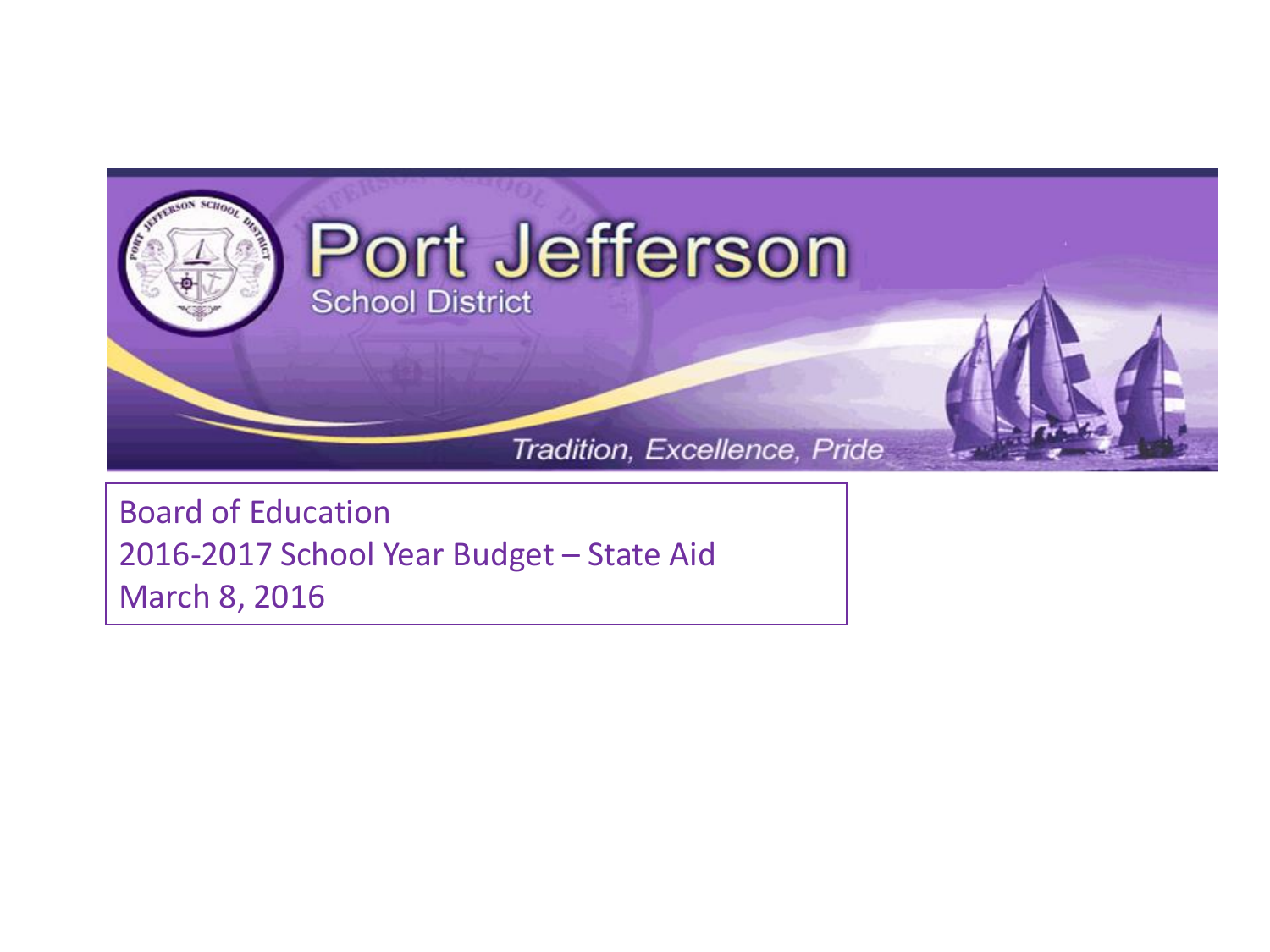# Port Jefferson

School District

*Tradition, Excellence, Pride*

Board of Education
2016-2017 School Year Budget – State Aid
March 8, 2016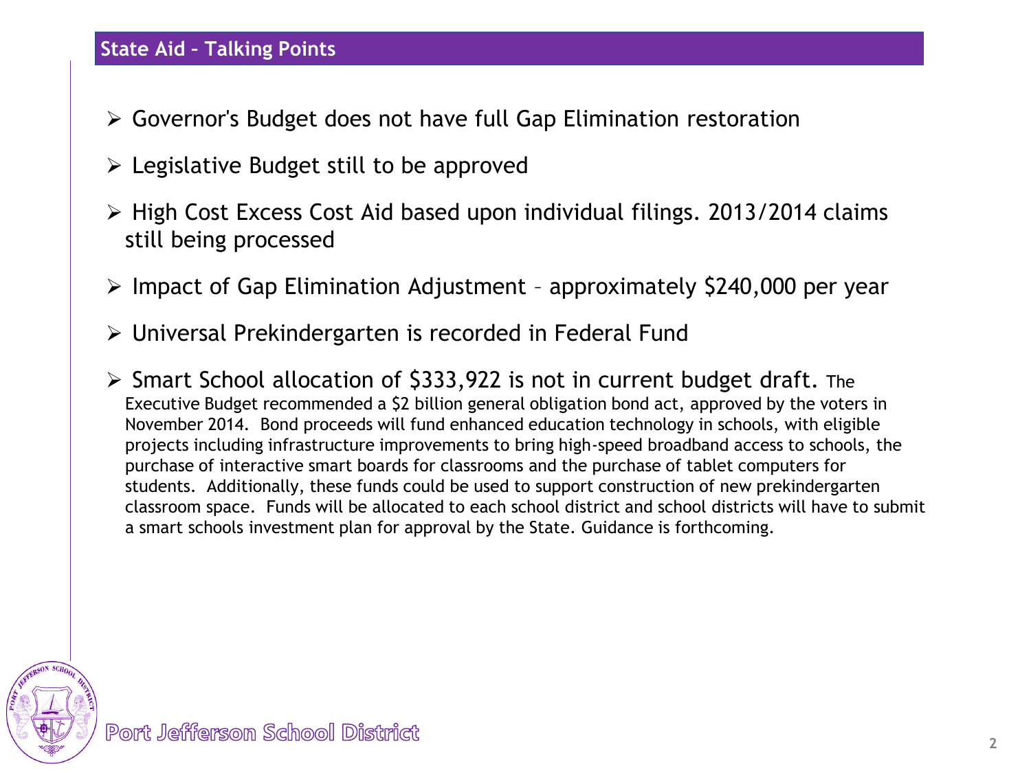## State Aid – Talking Points

- Governor's Budget does not have full Gap Elimination restoration
- Legislative Budget still to be approved
- High Cost Excess Cost Aid based upon individual filings. 2013/2014 claims still being processed
- Impact of Gap Elimination Adjustment – approximately $240,000 per year
- Universal Prekindergarten is recorded in Federal Fund
- Smart School allocation of $333,922 is not in current budget draft. The Executive Budget recommended a $2 billion general obligation bond act, approved by the voters in November 2014. Bond proceeds will fund enhanced education technology in schools, with eligible projects including infrastructure improvements to bring high-speed broadband access to schools, the purchase of interactive smart boards for classrooms and the purchase of tablet computers for students. Additionally, these funds could be used to support construction of new prekindergarten classroom space. Funds will be allocated to each school district and school districts will have to submit a smart schools investment plan for approval by the State. Guidance is forthcoming.

Port Jefferson School District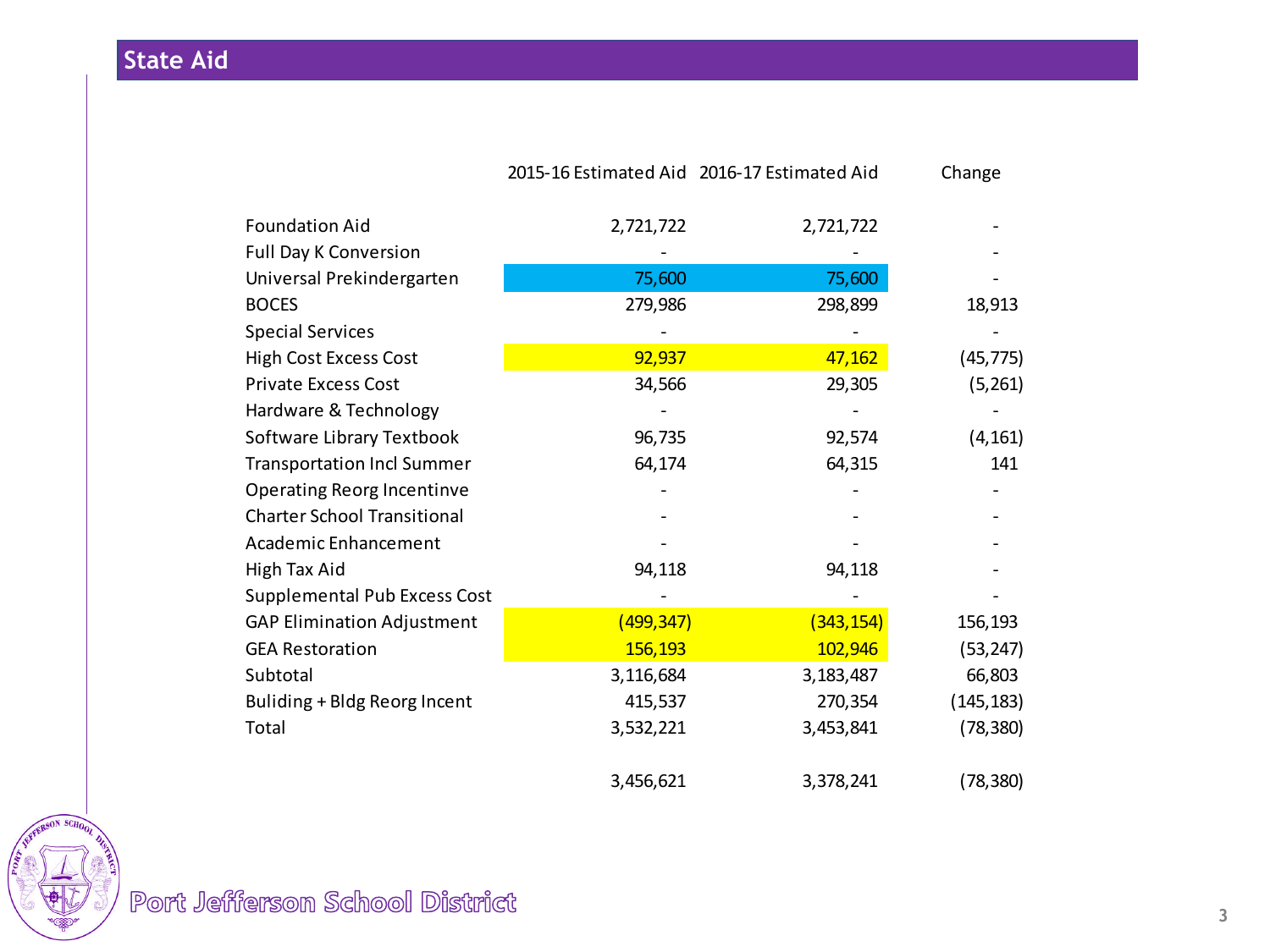## State Aid

| | 2015-16 Estimated Aid | 2016-17 Estimated Aid | Change |
|---|---|---|---|
| Foundation Aid | 2,721,722 | 2,721,722 | - |
| Full Day K Conversion | - | - | - |
| Universal Prekindergarten | 75,600 | 75,600 | - |
| BOCES | 279,986 | 298,899 | 18,913 |
| Special Services | - | - | - |
| High Cost Excess Cost | 92,937 | 47,162 | (45,775) |
| Private Excess Cost | 34,566 | 29,305 | (5,261) |
| Hardware & Technology | - | - | - |
| Software Library Textbook | 96,735 | 92,574 | (4,161) |
| Transportation Incl Summer | 64,174 | 64,315 | 141 |
| Operating Reorg Incentinve | - | - | - |
| Charter School Transitional | - | - | - |
| Academic Enhancement | - | - | - |
| High Tax Aid | 94,118 | 94,118 | - |
| Supplemental Pub Excess Cost | - | - | - |
| GAP Elimination Adjustment | (499,347) | (343,154) | 156,193 |
| GEA Restoration | 156,193 | 102,946 | (53,247) |
| Subtotal | 3,116,684 | 3,183,487 | 66,803 |
| Buliding + Bldg Reorg Incent | 415,537 | 270,354 | (145,183) |
| Total | 3,532,221 | 3,453,841 | (78,380) |
| | 3,456,621 | 3,378,241 | (78,380) |

Port Jefferson School District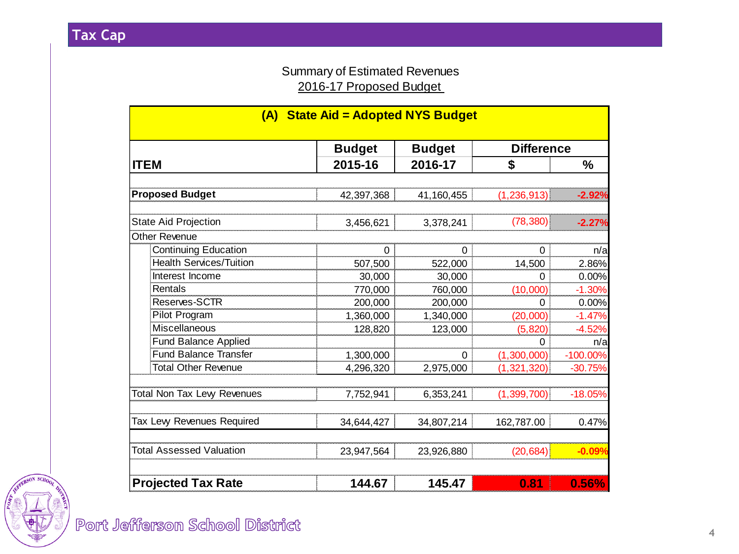# Tax Cap

Summary of Estimated Revenues

2016-17 Proposed Budget

**(A) State Aid = Adopted NYS Budget**

| ITEM | Budget 2015-16 | Budget 2016-17 | Difference $ | Difference % |
|---|---|---|---|---|
| **Proposed Budget** | 42,397,368 | 41,160,455 | (1,236,913) | -2.92% |
| State Aid Projection | 3,456,621 | 3,378,241 | (78,380) | -2.27% |
| Other Revenue | | | | |
| Continuing Education | 0 | 0 | 0 | n/a |
| Health Services/Tuition | 507,500 | 522,000 | 14,500 | 2.86% |
| Interest Income | 30,000 | 30,000 | 0 | 0.00% |
| Rentals | 770,000 | 760,000 | (10,000) | -1.30% |
| Reserves-SCTR | 200,000 | 200,000 | 0 | 0.00% |
| Pilot Program | 1,360,000 | 1,340,000 | (20,000) | -1.47% |
| Miscellaneous | 128,820 | 123,000 | (5,820) | -4.52% |
| Fund Balance Applied | | | 0 | n/a |
| Fund Balance Transfer | 1,300,000 | 0 | (1,300,000) | -100.00% |
| Total Other Revenue | 4,296,320 | 2,975,000 | (1,321,320) | -30.75% |
| Total Non Tax Levy Revenues | 7,752,941 | 6,353,241 | (1,399,700) | -18.05% |
| Tax Levy Revenues Required | 34,644,427 | 34,807,214 | 162,787.00 | 0.47% |
| Total Assessed Valuation | 23,947,564 | 23,926,880 | (20,684) | -0.09% |
| **Projected Tax Rate** | **144.67** | **145.47** | **0.81** | **0.56%** |

Port Jefferson School District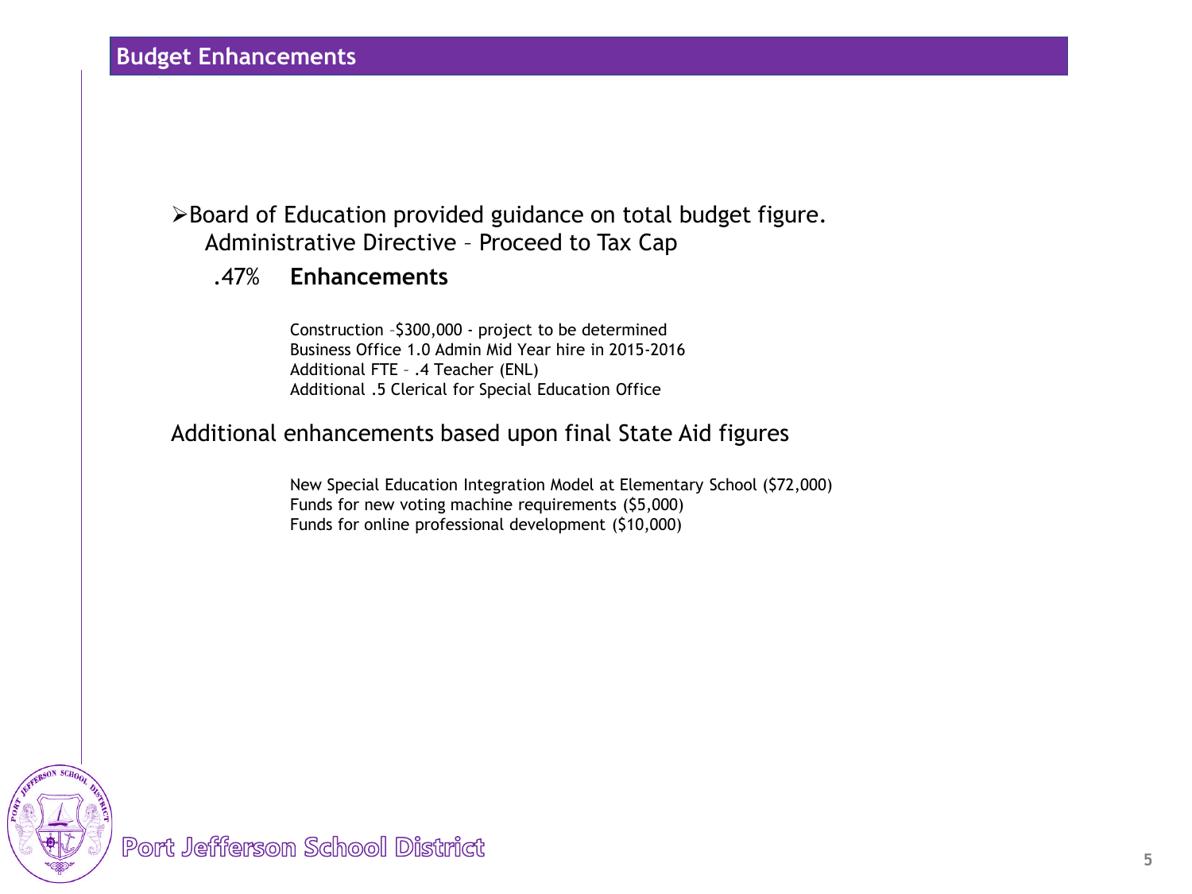## Budget Enhancements

- Board of Education provided guidance on total budget figure.
  Administrative Directive – Proceed to Tax Cap

  .47% **Enhancements**

  Construction –$300,000 - project to be determined
  Business Office 1.0 Admin Mid Year hire in 2015-2016
  Additional FTE – .4 Teacher (ENL)
  Additional .5 Clerical for Special Education Office

Additional enhancements based upon final State Aid figures

New Special Education Integration Model at Elementary School ($72,000)
Funds for new voting machine requirements ($5,000)
Funds for online professional development ($10,000)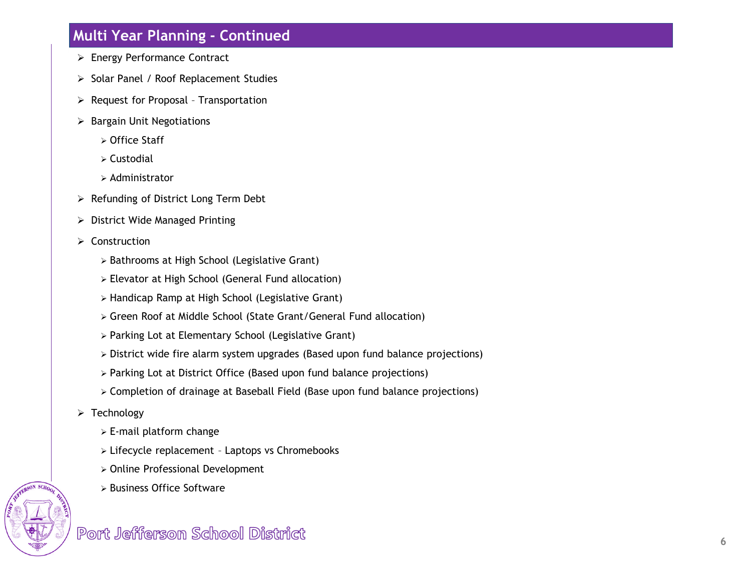## Multi Year Planning - Continued

- Energy Performance Contract
- Solar Panel / Roof Replacement Studies
- Request for Proposal – Transportation
- Bargain Unit Negotiations
  - Office Staff
  - Custodial
  - Administrator
- Refunding of District Long Term Debt
- District Wide Managed Printing
- Construction
  - Bathrooms at High School (Legislative Grant)
  - Elevator at High School (General Fund allocation)
  - Handicap Ramp at High School (Legislative Grant)
  - Green Roof at Middle School (State Grant/General Fund allocation)
  - Parking Lot at Elementary School (Legislative Grant)
  - District wide fire alarm system upgrades (Based upon fund balance projections)
  - Parking Lot at District Office (Based upon fund balance projections)
  - Completion of drainage at Baseball Field (Base upon fund balance projections)
- Technology
  - E-mail platform change
  - Lifecycle replacement – Laptops vs Chromebooks
  - Online Professional Development
  - Business Office Software